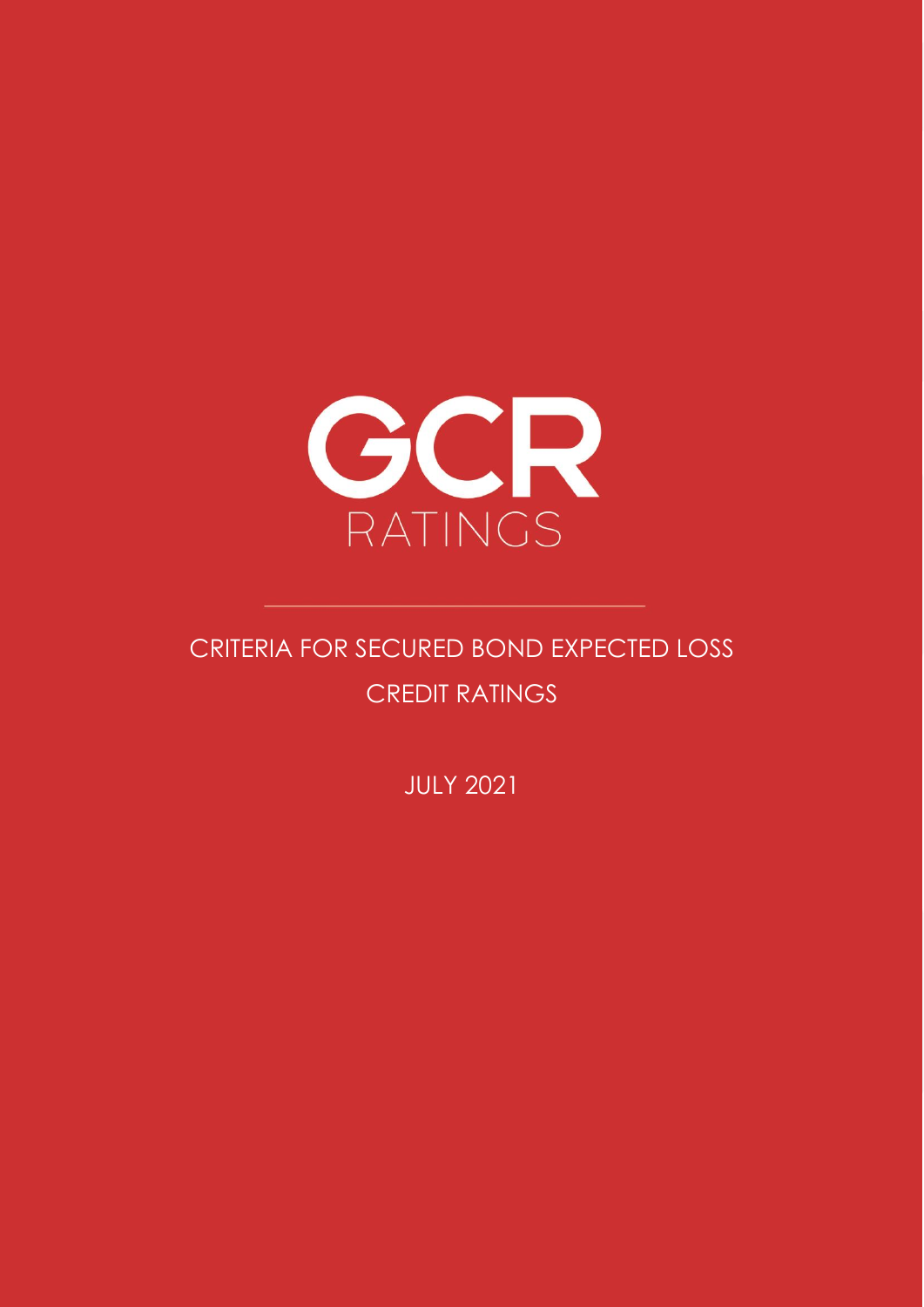GCR

RATINGS

# CRITERIA FOR SECURED BOND EXPECTED LOSS CREDIT RATINGS

JULY 2021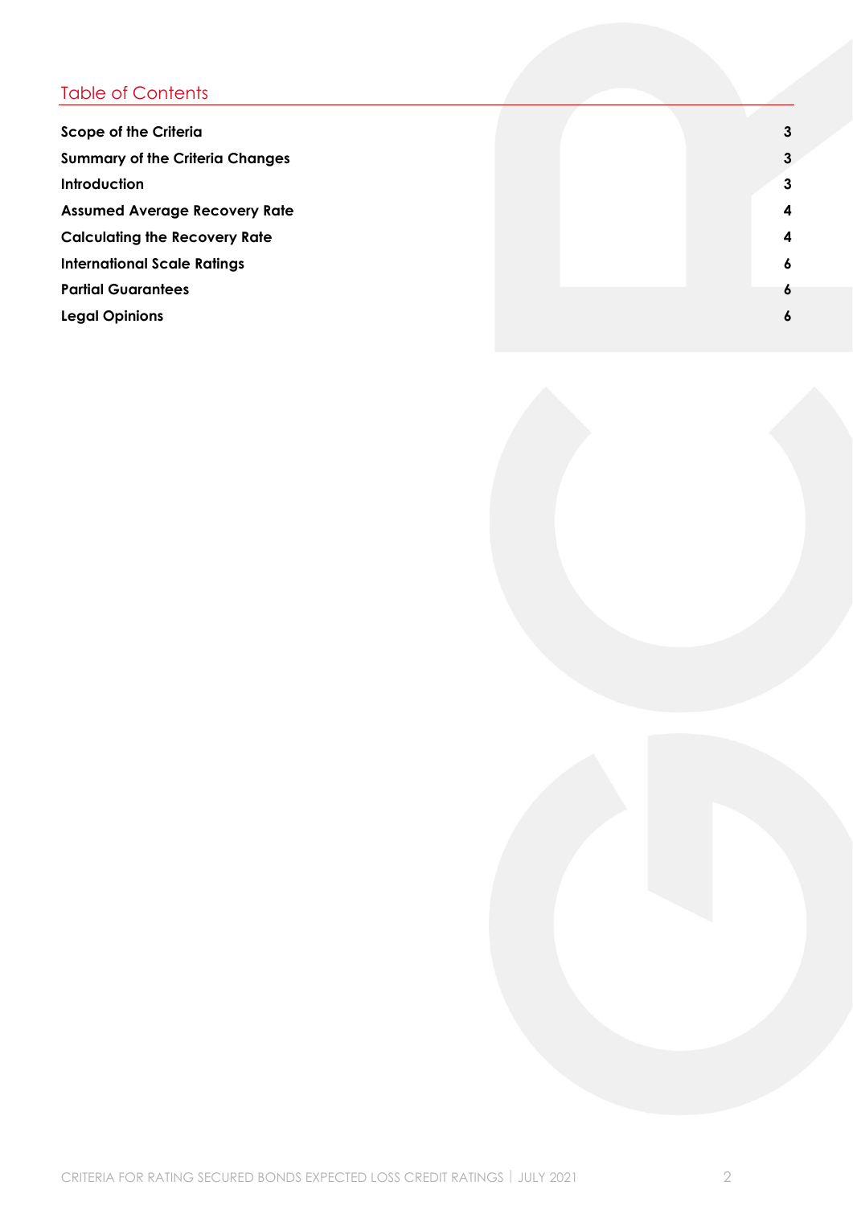## Table of Contents

| | |
|---|---|
| **Scope of the Criteria** | **3** |
| **Summary of the Criteria Changes** | **3** |
| **Introduction** | **3** |
| **Assumed Average Recovery Rate** | **4** |
| **Calculating the Recovery Rate** | **4** |
| **International Scale Ratings** | **6** |
| **Partial Guarantees** | **6** |
| **Legal Opinions** | **6** |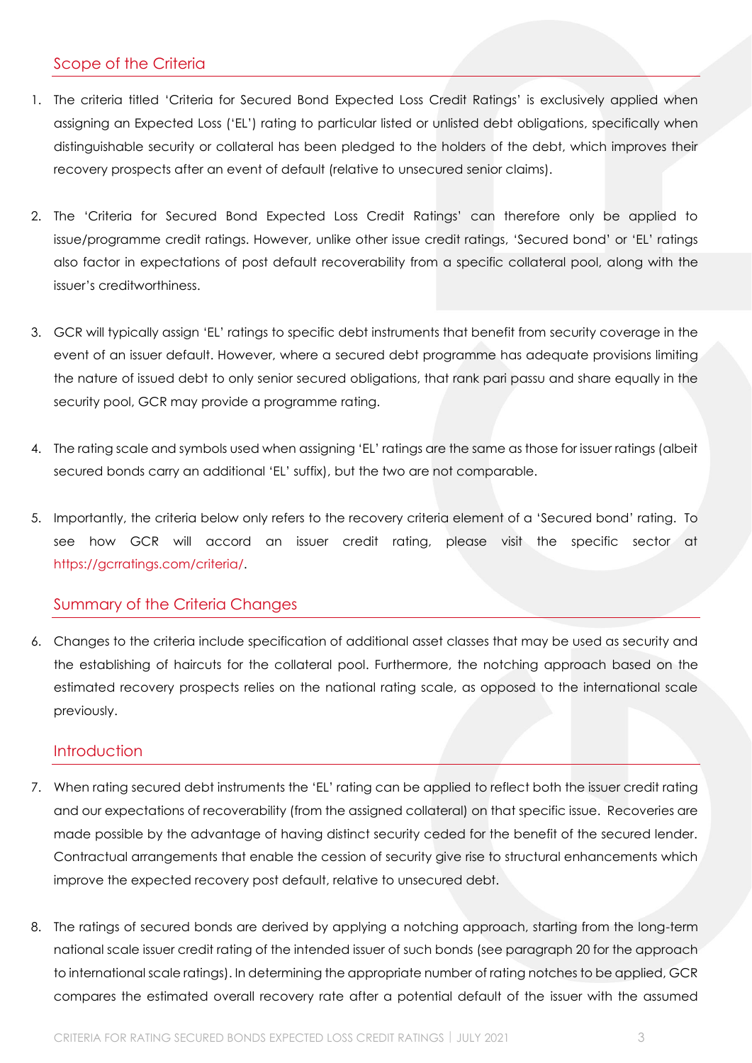## Scope of the Criteria

1. The criteria titled 'Criteria for Secured Bond Expected Loss Credit Ratings' is exclusively applied when assigning an Expected Loss ('EL') rating to particular listed or unlisted debt obligations, specifically when distinguishable security or collateral has been pledged to the holders of the debt, which improves their recovery prospects after an event of default (relative to unsecured senior claims).

2. The 'Criteria for Secured Bond Expected Loss Credit Ratings' can therefore only be applied to issue/programme credit ratings. However, unlike other issue credit ratings, 'Secured bond' or 'EL' ratings also factor in expectations of post default recoverability from a specific collateral pool, along with the issuer's creditworthiness.

3. GCR will typically assign 'EL' ratings to specific debt instruments that benefit from security coverage in the event of an issuer default. However, where a secured debt programme has adequate provisions limiting the nature of issued debt to only senior secured obligations, that rank pari passu and share equally in the security pool, GCR may provide a programme rating.

4. The rating scale and symbols used when assigning 'EL' ratings are the same as those for issuer ratings (albeit secured bonds carry an additional 'EL' suffix), but the two are not comparable.

5. Importantly, the criteria below only refers to the recovery criteria element of a 'Secured bond' rating. To see how GCR will accord an issuer credit rating, please visit the specific sector at https://gcrratings.com/criteria/.

## Summary of the Criteria Changes

6. Changes to the criteria include specification of additional asset classes that may be used as security and the establishing of haircuts for the collateral pool. Furthermore, the notching approach based on the estimated recovery prospects relies on the national rating scale, as opposed to the international scale previously.

## Introduction

7. When rating secured debt instruments the 'EL' rating can be applied to reflect both the issuer credit rating and our expectations of recoverability (from the assigned collateral) on that specific issue. Recoveries are made possible by the advantage of having distinct security ceded for the benefit of the secured lender. Contractual arrangements that enable the cession of security give rise to structural enhancements which improve the expected recovery post default, relative to unsecured debt.

8. The ratings of secured bonds are derived by applying a notching approach, starting from the long-term national scale issuer credit rating of the intended issuer of such bonds (see paragraph 20 for the approach to international scale ratings). In determining the appropriate number of rating notches to be applied, GCR compares the estimated overall recovery rate after a potential default of the issuer with the assumed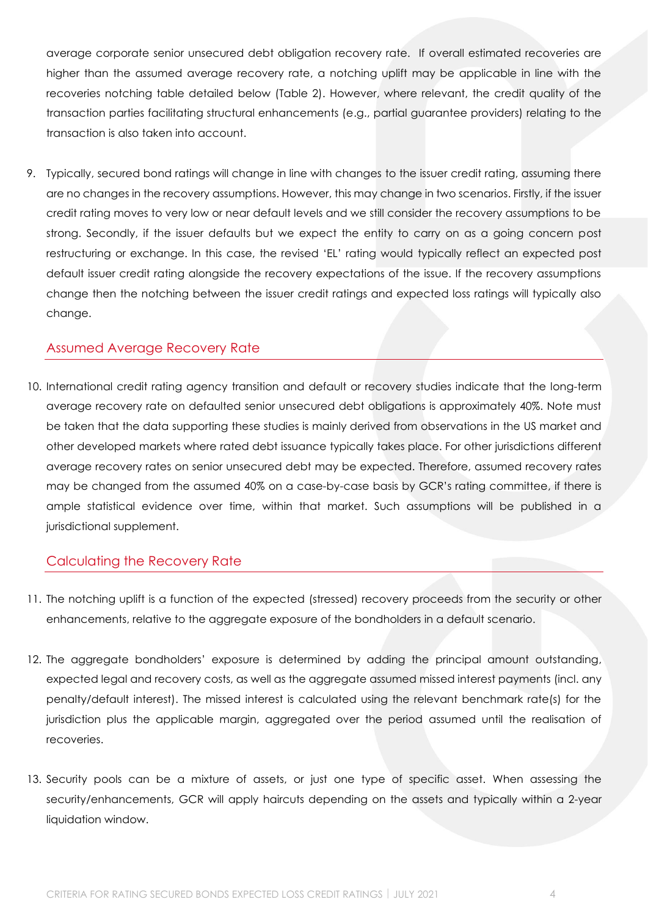average corporate senior unsecured debt obligation recovery rate. If overall estimated recoveries are higher than the assumed average recovery rate, a notching uplift may be applicable in line with the recoveries notching table detailed below (Table 2). However, where relevant, the credit quality of the transaction parties facilitating structural enhancements (e.g., partial guarantee providers) relating to the transaction is also taken into account.

9. Typically, secured bond ratings will change in line with changes to the issuer credit rating, assuming there are no changes in the recovery assumptions. However, this may change in two scenarios. Firstly, if the issuer credit rating moves to very low or near default levels and we still consider the recovery assumptions to be strong. Secondly, if the issuer defaults but we expect the entity to carry on as a going concern post restructuring or exchange. In this case, the revised 'EL' rating would typically reflect an expected post default issuer credit rating alongside the recovery expectations of the issue. If the recovery assumptions change then the notching between the issuer credit ratings and expected loss ratings will typically also change.

## Assumed Average Recovery Rate

10. International credit rating agency transition and default or recovery studies indicate that the long-term average recovery rate on defaulted senior unsecured debt obligations is approximately 40%. Note must be taken that the data supporting these studies is mainly derived from observations in the US market and other developed markets where rated debt issuance typically takes place. For other jurisdictions different average recovery rates on senior unsecured debt may be expected. Therefore, assumed recovery rates may be changed from the assumed 40% on a case-by-case basis by GCR's rating committee, if there is ample statistical evidence over time, within that market. Such assumptions will be published in a jurisdictional supplement.

## Calculating the Recovery Rate

11. The notching uplift is a function of the expected (stressed) recovery proceeds from the security or other enhancements, relative to the aggregate exposure of the bondholders in a default scenario.

12. The aggregate bondholders' exposure is determined by adding the principal amount outstanding, expected legal and recovery costs, as well as the aggregate assumed missed interest payments (incl. any penalty/default interest). The missed interest is calculated using the relevant benchmark rate(s) for the jurisdiction plus the applicable margin, aggregated over the period assumed until the realisation of recoveries.

13. Security pools can be a mixture of assets, or just one type of specific asset. When assessing the security/enhancements, GCR will apply haircuts depending on the assets and typically within a 2-year liquidation window.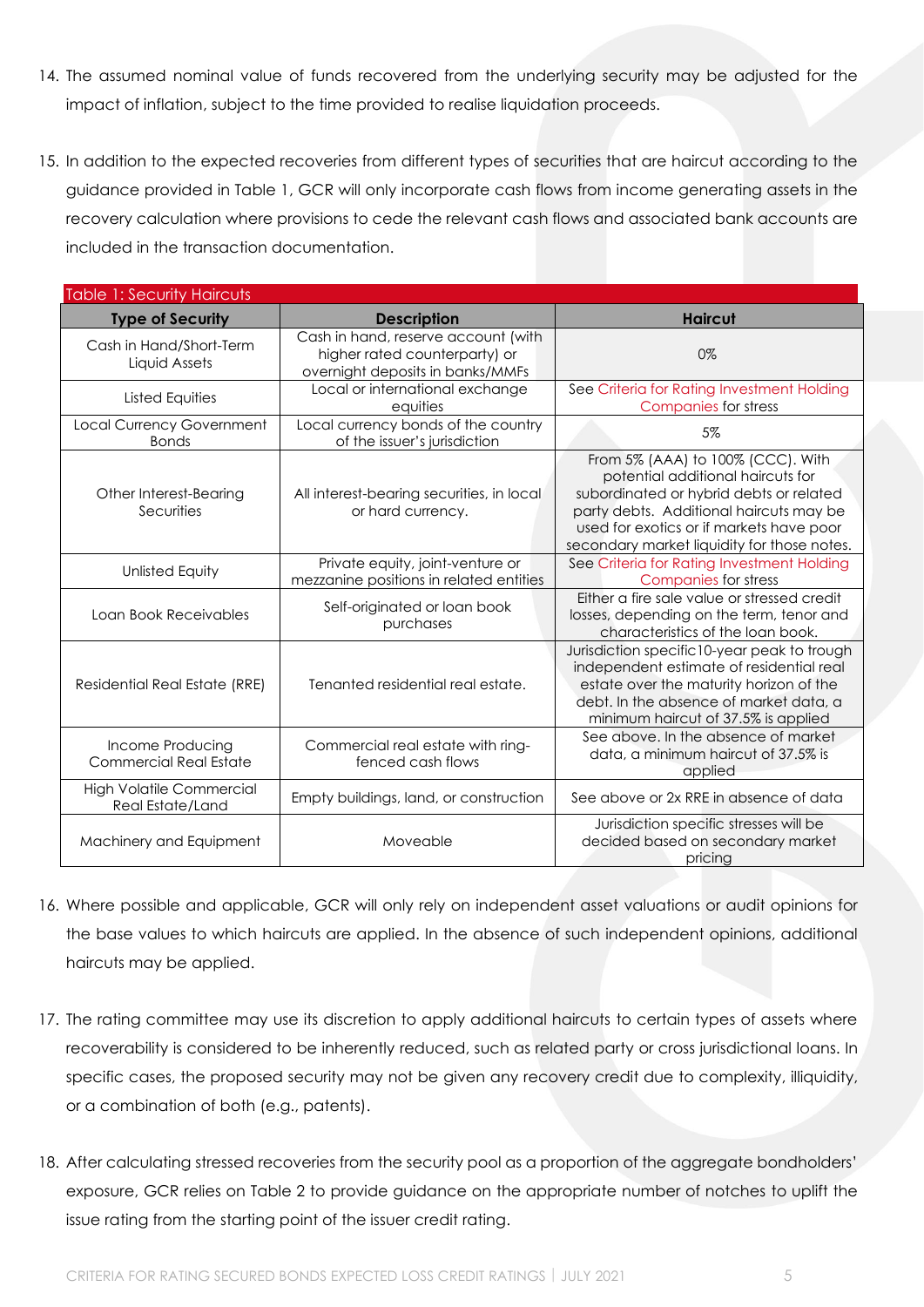14. The assumed nominal value of funds recovered from the underlying security may be adjusted for the impact of inflation, subject to the time provided to realise liquidation proceeds.

15. In addition to the expected recoveries from different types of securities that are haircut according to the guidance provided in Table 1, GCR will only incorporate cash flows from income generating assets in the recovery calculation where provisions to cede the relevant cash flows and associated bank accounts are included in the transaction documentation.

Table 1: Security Haircuts

| Type of Security | Description | Haircut |
|---|---|---|
| Cash in Hand/Short-Term Liquid Assets | Cash in hand, reserve account (with higher rated counterparty) or overnight deposits in banks/MMFs | 0% |
| Listed Equities | Local or international exchange equities | See Criteria for Rating Investment Holding Companies for stress |
| Local Currency Government Bonds | Local currency bonds of the country of the issuer's jurisdiction | 5% |
| Other Interest-Bearing Securities | All interest-bearing securities, in local or hard currency. | From 5% (AAA) to 100% (CCC). With potential additional haircuts for subordinated or hybrid debts or related party debts. Additional haircuts may be used for exotics or if markets have poor secondary market liquidity for those notes. |
| Unlisted Equity | Private equity, joint-venture or mezzanine positions in related entities | See Criteria for Rating Investment Holding Companies for stress |
| Loan Book Receivables | Self-originated or loan book purchases | Either a fire sale value or stressed credit losses, depending on the term, tenor and characteristics of the loan book. |
| Residential Real Estate (RRE) | Tenanted residential real estate. | Jurisdiction specific10-year peak to trough independent estimate of residential real estate over the maturity horizon of the debt. In the absence of market data, a minimum haircut of 37.5% is applied |
| Income Producing Commercial Real Estate | Commercial real estate with ring-fenced cash flows | See above. In the absence of market data, a minimum haircut of 37.5% is applied |
| High Volatile Commercial Real Estate/Land | Empty buildings, land, or construction | See above or 2x RRE in absence of data |
| Machinery and Equipment | Moveable | Jurisdiction specific stresses will be decided based on secondary market pricing |

16. Where possible and applicable, GCR will only rely on independent asset valuations or audit opinions for the base values to which haircuts are applied. In the absence of such independent opinions, additional haircuts may be applied.

17. The rating committee may use its discretion to apply additional haircuts to certain types of assets where recoverability is considered to be inherently reduced, such as related party or cross jurisdictional loans. In specific cases, the proposed security may not be given any recovery credit due to complexity, illiquidity, or a combination of both (e.g., patents).

18. After calculating stressed recoveries from the security pool as a proportion of the aggregate bondholders' exposure, GCR relies on Table 2 to provide guidance on the appropriate number of notches to uplift the issue rating from the starting point of the issuer credit rating.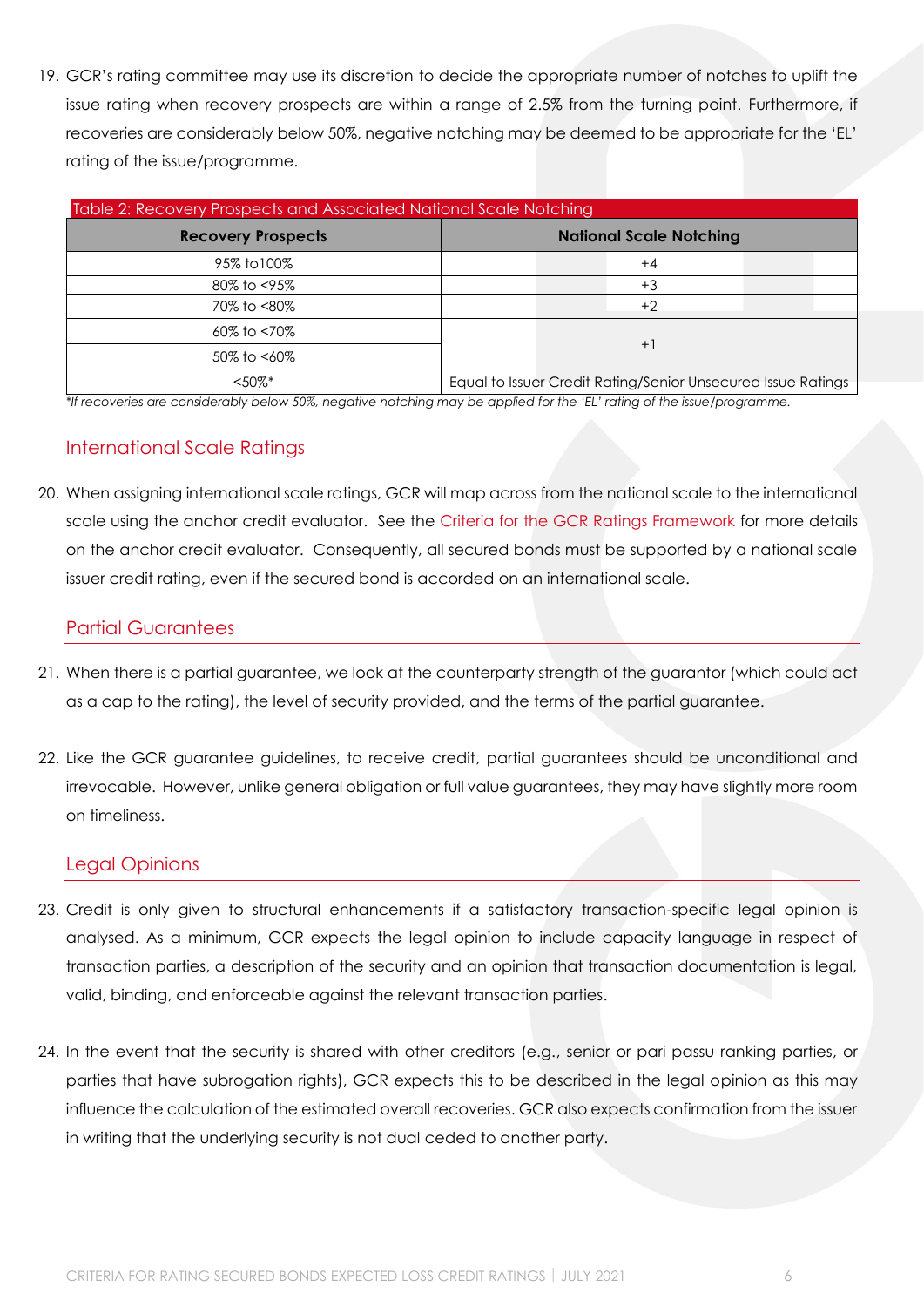19. GCR's rating committee may use its discretion to decide the appropriate number of notches to uplift the issue rating when recovery prospects are within a range of 2.5% from the turning point. Furthermore, if recoveries are considerably below 50%, negative notching may be deemed to be appropriate for the 'EL' rating of the issue/programme.

Table 2: Recovery Prospects and Associated National Scale Notching

| Recovery Prospects | National Scale Notching |
|---|---|
| 95% to100% | +4 |
| 80% to <95% | +3 |
| 70% to <80% | +2 |
| 60% to <70% | +1 |
| 50% to <60% | |
| <50%* | Equal to Issuer Credit Rating/Senior Unsecured Issue Ratings |

*If recoveries are considerably below 50%, negative notching may be applied for the 'EL' rating of the issue/programme.*

## International Scale Ratings

20. When assigning international scale ratings, GCR will map across from the national scale to the international scale using the anchor credit evaluator. See the Criteria for the GCR Ratings Framework for more details on the anchor credit evaluator. Consequently, all secured bonds must be supported by a national scale issuer credit rating, even if the secured bond is accorded on an international scale.

## Partial Guarantees

21. When there is a partial guarantee, we look at the counterparty strength of the guarantor (which could act as a cap to the rating), the level of security provided, and the terms of the partial guarantee.

22. Like the GCR guarantee guidelines, to receive credit, partial guarantees should be unconditional and irrevocable. However, unlike general obligation or full value guarantees, they may have slightly more room on timeliness.

## Legal Opinions

23. Credit is only given to structural enhancements if a satisfactory transaction-specific legal opinion is analysed. As a minimum, GCR expects the legal opinion to include capacity language in respect of transaction parties, a description of the security and an opinion that transaction documentation is legal, valid, binding, and enforceable against the relevant transaction parties.

24. In the event that the security is shared with other creditors (e.g., senior or pari passu ranking parties, or parties that have subrogation rights), GCR expects this to be described in the legal opinion as this may influence the calculation of the estimated overall recoveries. GCR also expects confirmation from the issuer in writing that the underlying security is not dual ceded to another party.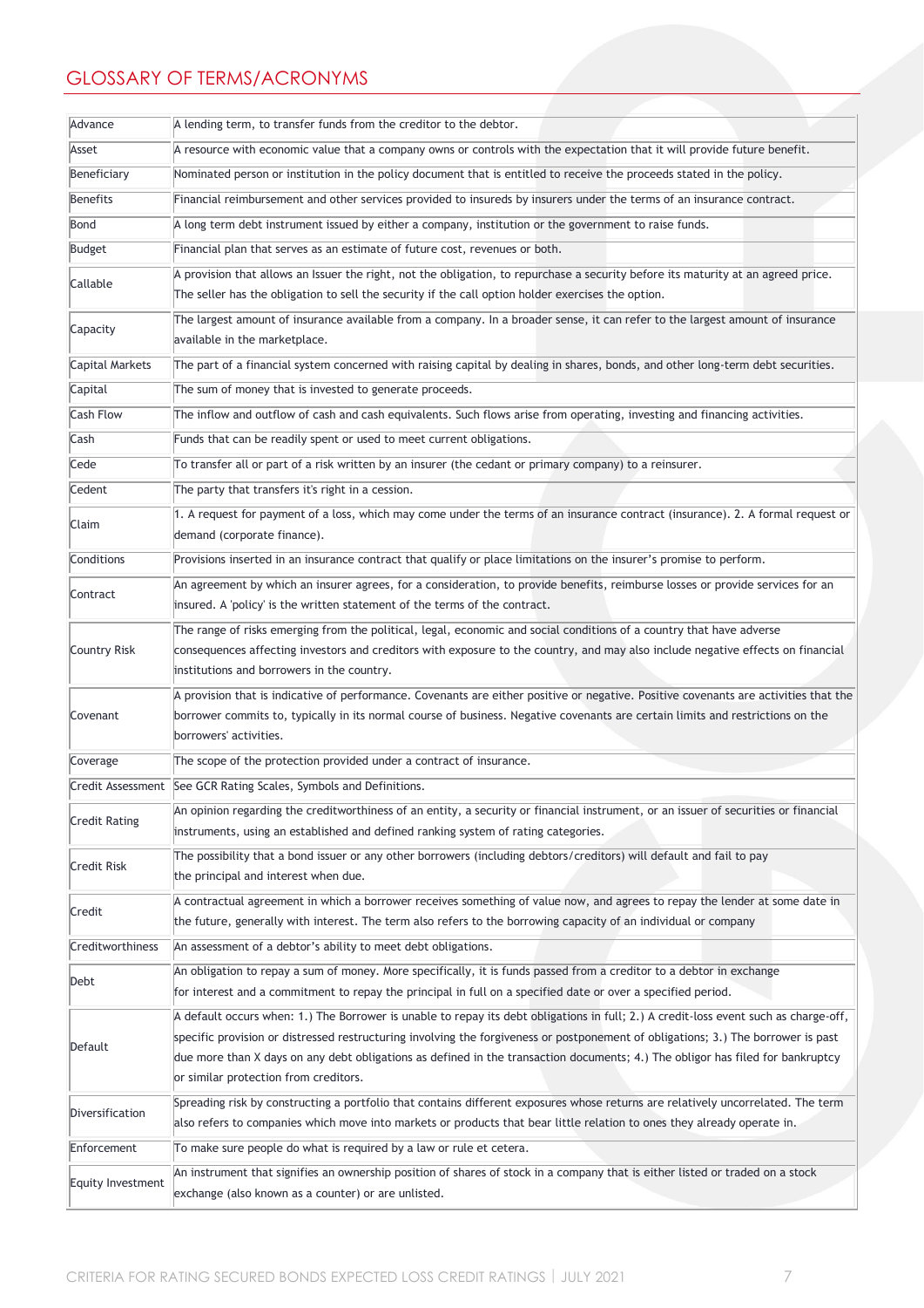# GLOSSARY OF TERMS/ACRONYMS

| | |
|---|---|
| Advance | A lending term, to transfer funds from the creditor to the debtor. |
| Asset | A resource with economic value that a company owns or controls with the expectation that it will provide future benefit. |
| Beneficiary | Nominated person or institution in the policy document that is entitled to receive the proceeds stated in the policy. |
| Benefits | Financial reimbursement and other services provided to insureds by insurers under the terms of an insurance contract. |
| Bond | A long term debt instrument issued by either a company, institution or the government to raise funds. |
| Budget | Financial plan that serves as an estimate of future cost, revenues or both. |
| Callable | A provision that allows an Issuer the right, not the obligation, to repurchase a security before its maturity at an agreed price. The seller has the obligation to sell the security if the call option holder exercises the option. |
| Capacity | The largest amount of insurance available from a company. In a broader sense, it can refer to the largest amount of insurance available in the marketplace. |
| Capital Markets | The part of a financial system concerned with raising capital by dealing in shares, bonds, and other long-term debt securities. |
| Capital | The sum of money that is invested to generate proceeds. |
| Cash Flow | The inflow and outflow of cash and cash equivalents. Such flows arise from operating, investing and financing activities. |
| Cash | Funds that can be readily spent or used to meet current obligations. |
| Cede | To transfer all or part of a risk written by an insurer (the cedant or primary company) to a reinsurer. |
| Cedent | The party that transfers it's right in a cession. |
| Claim | 1. A request for payment of a loss, which may come under the terms of an insurance contract (insurance). 2. A formal request or demand (corporate finance). |
| Conditions | Provisions inserted in an insurance contract that qualify or place limitations on the insurer's promise to perform. |
| Contract | An agreement by which an insurer agrees, for a consideration, to provide benefits, reimburse losses or provide services for an insured. A 'policy' is the written statement of the terms of the contract. |
| Country Risk | The range of risks emerging from the political, legal, economic and social conditions of a country that have adverse consequences affecting investors and creditors with exposure to the country, and may also include negative effects on financial institutions and borrowers in the country. |
| Covenant | A provision that is indicative of performance. Covenants are either positive or negative. Positive covenants are activities that the borrower commits to, typically in its normal course of business. Negative covenants are certain limits and restrictions on the borrowers' activities. |
| Coverage | The scope of the protection provided under a contract of insurance. |
| Credit Assessment | See GCR Rating Scales, Symbols and Definitions. |
| Credit Rating | An opinion regarding the creditworthiness of an entity, a security or financial instrument, or an issuer of securities or financial instruments, using an established and defined ranking system of rating categories. |
| Credit Risk | The possibility that a bond issuer or any other borrowers (including debtors/creditors) will default and fail to pay the principal and interest when due. |
| Credit | A contractual agreement in which a borrower receives something of value now, and agrees to repay the lender at some date in the future, generally with interest. The term also refers to the borrowing capacity of an individual or company |
| Creditworthiness | An assessment of a debtor's ability to meet debt obligations. |
| Debt | An obligation to repay a sum of money. More specifically, it is funds passed from a creditor to a debtor in exchange for interest and a commitment to repay the principal in full on a specified date or over a specified period. |
| Default | A default occurs when: 1.) The Borrower is unable to repay its debt obligations in full; 2.) A credit-loss event such as charge-off, specific provision or distressed restructuring involving the forgiveness or postponement of obligations; 3.) The borrower is past due more than X days on any debt obligations as defined in the transaction documents; 4.) The obligor has filed for bankruptcy or similar protection from creditors. |
| Diversification | Spreading risk by constructing a portfolio that contains different exposures whose returns are relatively uncorrelated. The term also refers to companies which move into markets or products that bear little relation to ones they already operate in. |
| Enforcement | To make sure people do what is required by a law or rule et cetera. |
| Equity Investment | An instrument that signifies an ownership position of shares of stock in a company that is either listed or traded on a stock exchange (also known as a counter) or are unlisted. |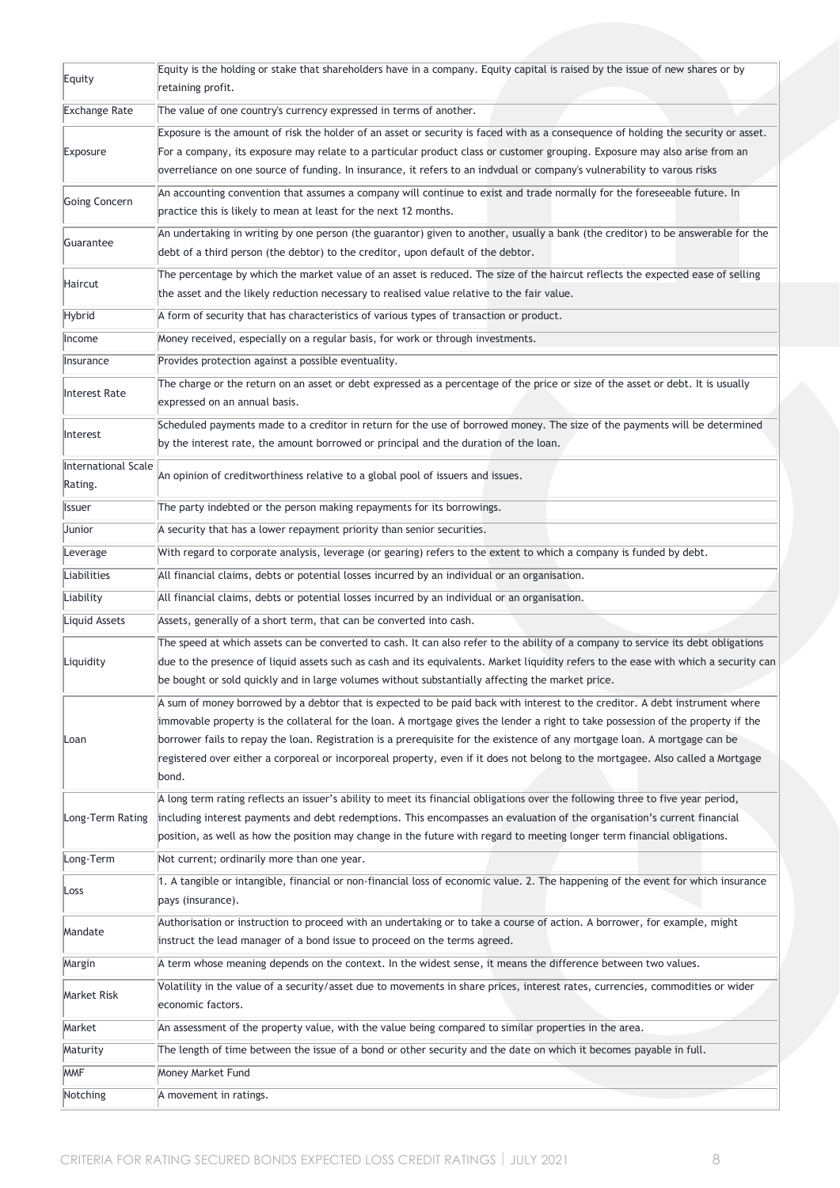| | |
|---|---|
| Equity | Equity is the holding or stake that shareholders have in a company. Equity capital is raised by the issue of new shares or by retaining profit. |
| Exchange Rate | The value of one country's currency expressed in terms of another. |
| Exposure | Exposure is the amount of risk the holder of an asset or security is faced with as a consequence of holding the security or asset. For a company, its exposure may relate to a particular product class or customer grouping. Exposure may also arise from an overreliance on one source of funding. In insurance, it refers to an indvdual or company's vulnerability to varous risks |
| Going Concern | An accounting convention that assumes a company will continue to exist and trade normally for the foreseeable future. In practice this is likely to mean at least for the next 12 months. |
| Guarantee | An undertaking in writing by one person (the guarantor) given to another, usually a bank (the creditor) to be answerable for the debt of a third person (the debtor) to the creditor, upon default of the debtor. |
| Haircut | The percentage by which the market value of an asset is reduced. The size of the haircut reflects the expected ease of selling the asset and the likely reduction necessary to realised value relative to the fair value. |
| Hybrid | A form of security that has characteristics of various types of transaction or product. |
| Income | Money received, especially on a regular basis, for work or through investments. |
| Insurance | Provides protection against a possible eventuality. |
| Interest Rate | The charge or the return on an asset or debt expressed as a percentage of the price or size of the asset or debt. It is usually expressed on an annual basis. |
| Interest | Scheduled payments made to a creditor in return for the use of borrowed money. The size of the payments will be determined by the interest rate, the amount borrowed or principal and the duration of the loan. |
| International Scale Rating. | An opinion of creditworthiness relative to a global pool of issuers and issues. |
| Issuer | The party indebted or the person making repayments for its borrowings. |
| Junior | A security that has a lower repayment priority than senior securities. |
| Leverage | With regard to corporate analysis, leverage (or gearing) refers to the extent to which a company is funded by debt. |
| Liabilities | All financial claims, debts or potential losses incurred by an individual or an organisation. |
| Liability | All financial claims, debts or potential losses incurred by an individual or an organisation. |
| Liquid Assets | Assets, generally of a short term, that can be converted into cash. |
| Liquidity | The speed at which assets can be converted to cash. It can also refer to the ability of a company to service its debt obligations due to the presence of liquid assets such as cash and its equivalents. Market liquidity refers to the ease with which a security can be bought or sold quickly and in large volumes without substantially affecting the market price. |
| Loan | A sum of money borrowed by a debtor that is expected to be paid back with interest to the creditor. A debt instrument where immovable property is the collateral for the loan. A mortgage gives the lender a right to take possession of the property if the borrower fails to repay the loan. Registration is a prerequisite for the existence of any mortgage loan. A mortgage can be registered over either a corporeal or incorporeal property, even if it does not belong to the mortgagee. Also called a Mortgage bond. |
| Long-Term Rating | A long term rating reflects an issuer's ability to meet its financial obligations over the following three to five year period, including interest payments and debt redemptions. This encompasses an evaluation of the organisation's current financial position, as well as how the position may change in the future with regard to meeting longer term financial obligations. |
| Long-Term | Not current; ordinarily more than one year. |
| Loss | 1. A tangible or intangible, financial or non-financial loss of economic value. 2. The happening of the event for which insurance pays (insurance). |
| Mandate | Authorisation or instruction to proceed with an undertaking or to take a course of action. A borrower, for example, might instruct the lead manager of a bond issue to proceed on the terms agreed. |
| Margin | A term whose meaning depends on the context. In the widest sense, it means the difference between two values. |
| Market Risk | Volatility in the value of a security/asset due to movements in share prices, interest rates, currencies, commodities or wider economic factors. |
| Market | An assessment of the property value, with the value being compared to similar properties in the area. |
| Maturity | The length of time between the issue of a bond or other security and the date on which it becomes payable in full. |
| MMF | Money Market Fund |
| Notching | A movement in ratings. |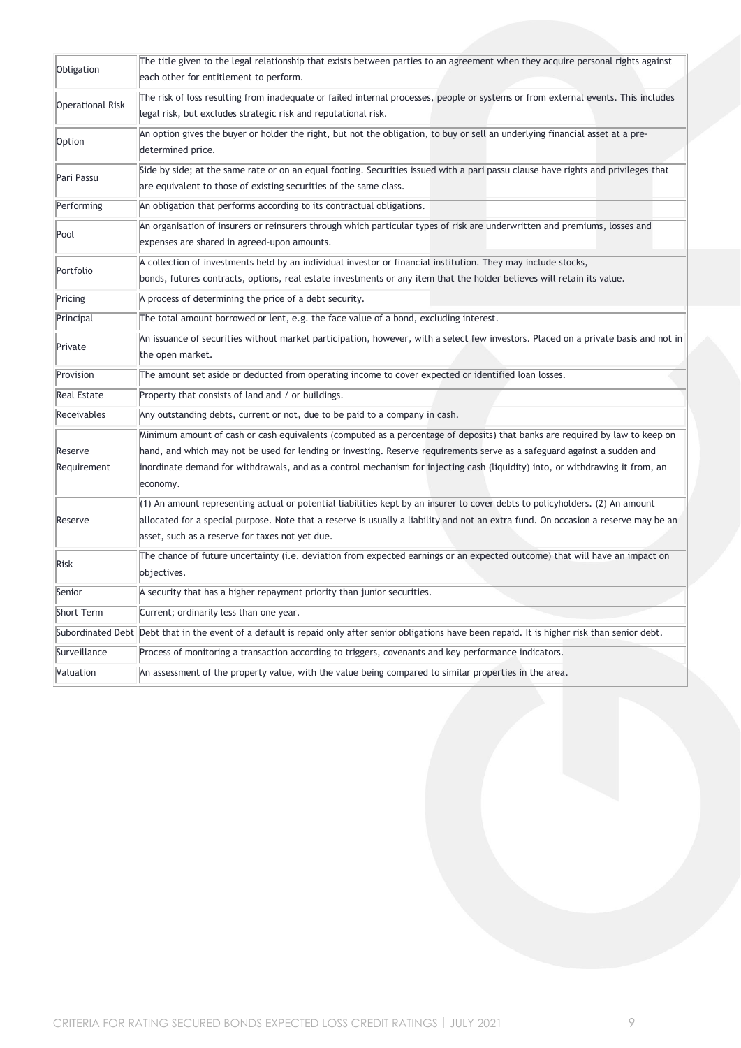| | |
|---|---|
| Obligation | The title given to the legal relationship that exists between parties to an agreement when they acquire personal rights against each other for entitlement to perform. |
| Operational Risk | The risk of loss resulting from inadequate or failed internal processes, people or systems or from external events. This includes legal risk, but excludes strategic risk and reputational risk. |
| Option | An option gives the buyer or holder the right, but not the obligation, to buy or sell an underlying financial asset at a pre-determined price. |
| Pari Passu | Side by side; at the same rate or on an equal footing. Securities issued with a pari passu clause have rights and privileges that are equivalent to those of existing securities of the same class. |
| Performing | An obligation that performs according to its contractual obligations. |
| Pool | An organisation of insurers or reinsurers through which particular types of risk are underwritten and premiums, losses and expenses are shared in agreed-upon amounts. |
| Portfolio | A collection of investments held by an individual investor or financial institution. They may include stocks, bonds, futures contracts, options, real estate investments or any item that the holder believes will retain its value. |
| Pricing | A process of determining the price of a debt security. |
| Principal | The total amount borrowed or lent, e.g. the face value of a bond, excluding interest. |
| Private | An issuance of securities without market participation, however, with a select few investors. Placed on a private basis and not in the open market. |
| Provision | The amount set aside or deducted from operating income to cover expected or identified loan losses. |
| Real Estate | Property that consists of land and / or buildings. |
| Receivables | Any outstanding debts, current or not, due to be paid to a company in cash. |
| Reserve Requirement | Minimum amount of cash or cash equivalents (computed as a percentage of deposits) that banks are required by law to keep on hand, and which may not be used for lending or investing. Reserve requirements serve as a safeguard against a sudden and inordinate demand for withdrawals, and as a control mechanism for injecting cash (liquidity) into, or withdrawing it from, an economy. |
| Reserve | (1) An amount representing actual or potential liabilities kept by an insurer to cover debts to policyholders. (2) An amount allocated for a special purpose. Note that a reserve is usually a liability and not an extra fund. On occasion a reserve may be an asset, such as a reserve for taxes not yet due. |
| Risk | The chance of future uncertainty (i.e. deviation from expected earnings or an expected outcome) that will have an impact on objectives. |
| Senior | A security that has a higher repayment priority than junior securities. |
| Short Term | Current; ordinarily less than one year. |
| Subordinated Debt | Debt that in the event of a default is repaid only after senior obligations have been repaid. It is higher risk than senior debt. |
| Surveillance | Process of monitoring a transaction according to triggers, covenants and key performance indicators. |
| Valuation | An assessment of the property value, with the value being compared to similar properties in the area. |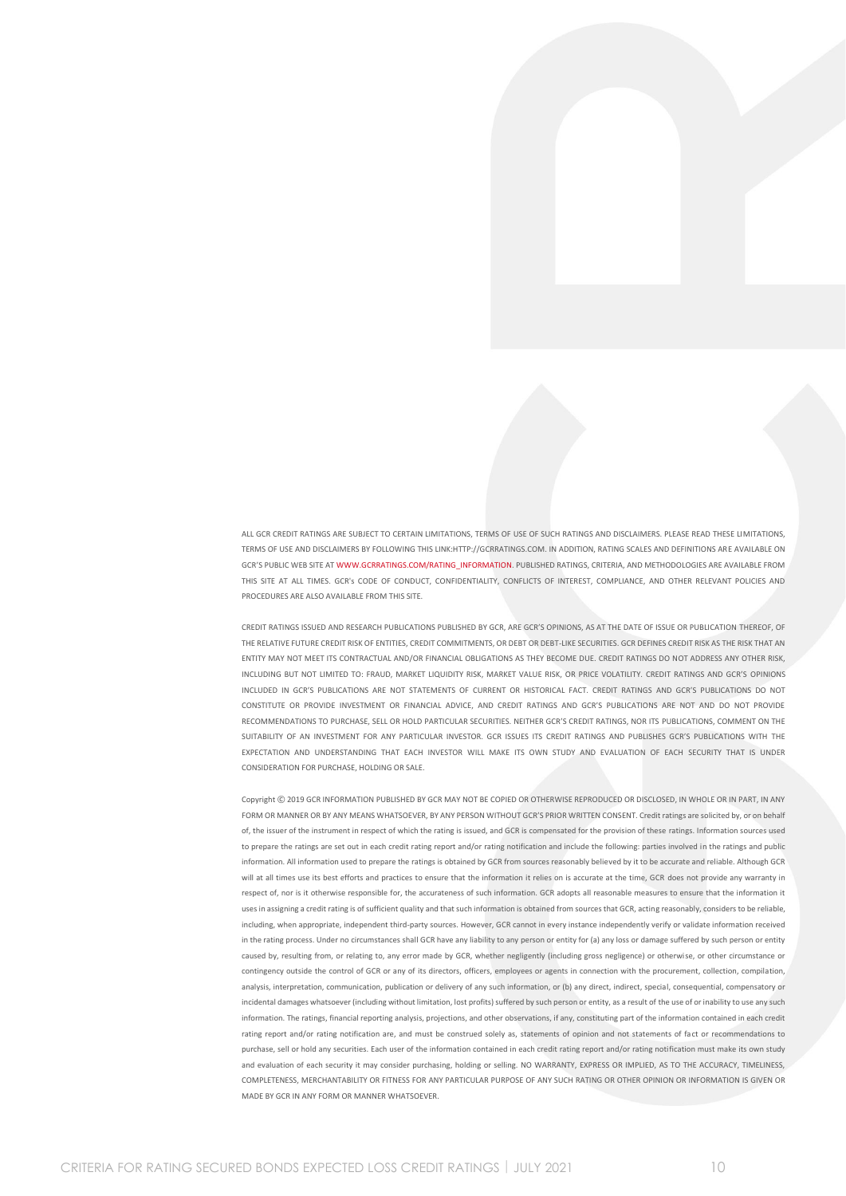ALL GCR CREDIT RATINGS ARE SUBJECT TO CERTAIN LIMITATIONS, TERMS OF USE OF SUCH RATINGS AND DISCLAIMERS. PLEASE READ THESE LIMITATIONS, TERMS OF USE AND DISCLAIMERS BY FOLLOWING THIS LINK:HTTP://GCRRATINGS.COM. IN ADDITION, RATING SCALES AND DEFINITIONS ARE AVAILABLE ON GCR'S PUBLIC WEB SITE AT WWW.GCRRATINGS.COM/RATING_INFORMATION. PUBLISHED RATINGS, CRITERIA, AND METHODOLOGIES ARE AVAILABLE FROM THIS SITE AT ALL TIMES. GCR's CODE OF CONDUCT, CONFIDENTIALITY, CONFLICTS OF INTEREST, COMPLIANCE, AND OTHER RELEVANT POLICIES AND PROCEDURES ARE ALSO AVAILABLE FROM THIS SITE.

CREDIT RATINGS ISSUED AND RESEARCH PUBLICATIONS PUBLISHED BY GCR, ARE GCR'S OPINIONS, AS AT THE DATE OF ISSUE OR PUBLICATION THEREOF, OF THE RELATIVE FUTURE CREDIT RISK OF ENTITIES, CREDIT COMMITMENTS, OR DEBT OR DEBT-LIKE SECURITIES. GCR DEFINES CREDIT RISK AS THE RISK THAT AN ENTITY MAY NOT MEET ITS CONTRACTUAL AND/OR FINANCIAL OBLIGATIONS AS THEY BECOME DUE. CREDIT RATINGS DO NOT ADDRESS ANY OTHER RISK, INCLUDING BUT NOT LIMITED TO: FRAUD, MARKET LIQUIDITY RISK, MARKET VALUE RISK, OR PRICE VOLATILITY. CREDIT RATINGS AND GCR'S OPINIONS INCLUDED IN GCR'S PUBLICATIONS ARE NOT STATEMENTS OF CURRENT OR HISTORICAL FACT. CREDIT RATINGS AND GCR'S PUBLICATIONS DO NOT CONSTITUTE OR PROVIDE INVESTMENT OR FINANCIAL ADVICE, AND CREDIT RATINGS AND GCR'S PUBLICATIONS ARE NOT AND DO NOT PROVIDE RECOMMENDATIONS TO PURCHASE, SELL OR HOLD PARTICULAR SECURITIES. NEITHER GCR'S CREDIT RATINGS, NOR ITS PUBLICATIONS, COMMENT ON THE SUITABILITY OF AN INVESTMENT FOR ANY PARTICULAR INVESTOR. GCR ISSUES ITS CREDIT RATINGS AND PUBLISHES GCR'S PUBLICATIONS WITH THE EXPECTATION AND UNDERSTANDING THAT EACH INVESTOR WILL MAKE ITS OWN STUDY AND EVALUATION OF EACH SECURITY THAT IS UNDER CONSIDERATION FOR PURCHASE, HOLDING OR SALE.

Copyright © 2019 GCR INFORMATION PUBLISHED BY GCR MAY NOT BE COPIED OR OTHERWISE REPRODUCED OR DISCLOSED, IN WHOLE OR IN PART, IN ANY FORM OR MANNER OR BY ANY MEANS WHATSOEVER, BY ANY PERSON WITHOUT GCR'S PRIOR WRITTEN CONSENT. Credit ratings are solicited by, or on behalf of, the issuer of the instrument in respect of which the rating is issued, and GCR is compensated for the provision of these ratings. Information sources used to prepare the ratings are set out in each credit rating report and/or rating notification and include the following: parties involved in the ratings and public information. All information used to prepare the ratings is obtained by GCR from sources reasonably believed by it to be accurate and reliable. Although GCR will at all times use its best efforts and practices to ensure that the information it relies on is accurate at the time, GCR does not provide any warranty in respect of, nor is it otherwise responsible for, the accurateness of such information. GCR adopts all reasonable measures to ensure that the information it uses in assigning a credit rating is of sufficient quality and that such information is obtained from sources that GCR, acting reasonably, considers to be reliable, including, when appropriate, independent third-party sources. However, GCR cannot in every instance independently verify or validate information received in the rating process. Under no circumstances shall GCR have any liability to any person or entity for (a) any loss or damage suffered by such person or entity caused by, resulting from, or relating to, any error made by GCR, whether negligently (including gross negligence) or otherwise, or other circumstance or contingency outside the control of GCR or any of its directors, officers, employees or agents in connection with the procurement, collection, compilation, analysis, interpretation, communication, publication or delivery of any such information, or (b) any direct, indirect, special, consequential, compensatory or incidental damages whatsoever (including without limitation, lost profits) suffered by such person or entity, as a result of the use of or inability to use any such information. The ratings, financial reporting analysis, projections, and other observations, if any, constituting part of the information contained in each credit rating report and/or rating notification are, and must be construed solely as, statements of opinion and not statements of fact or recommendations to purchase, sell or hold any securities. Each user of the information contained in each credit rating report and/or rating notification must make its own study and evaluation of each security it may consider purchasing, holding or selling. NO WARRANTY, EXPRESS OR IMPLIED, AS TO THE ACCURACY, TIMELINESS, COMPLETENESS, MERCHANTABILITY OR FITNESS FOR ANY PARTICULAR PURPOSE OF ANY SUCH RATING OR OTHER OPINION OR INFORMATION IS GIVEN OR MADE BY GCR IN ANY FORM OR MANNER WHATSOEVER.